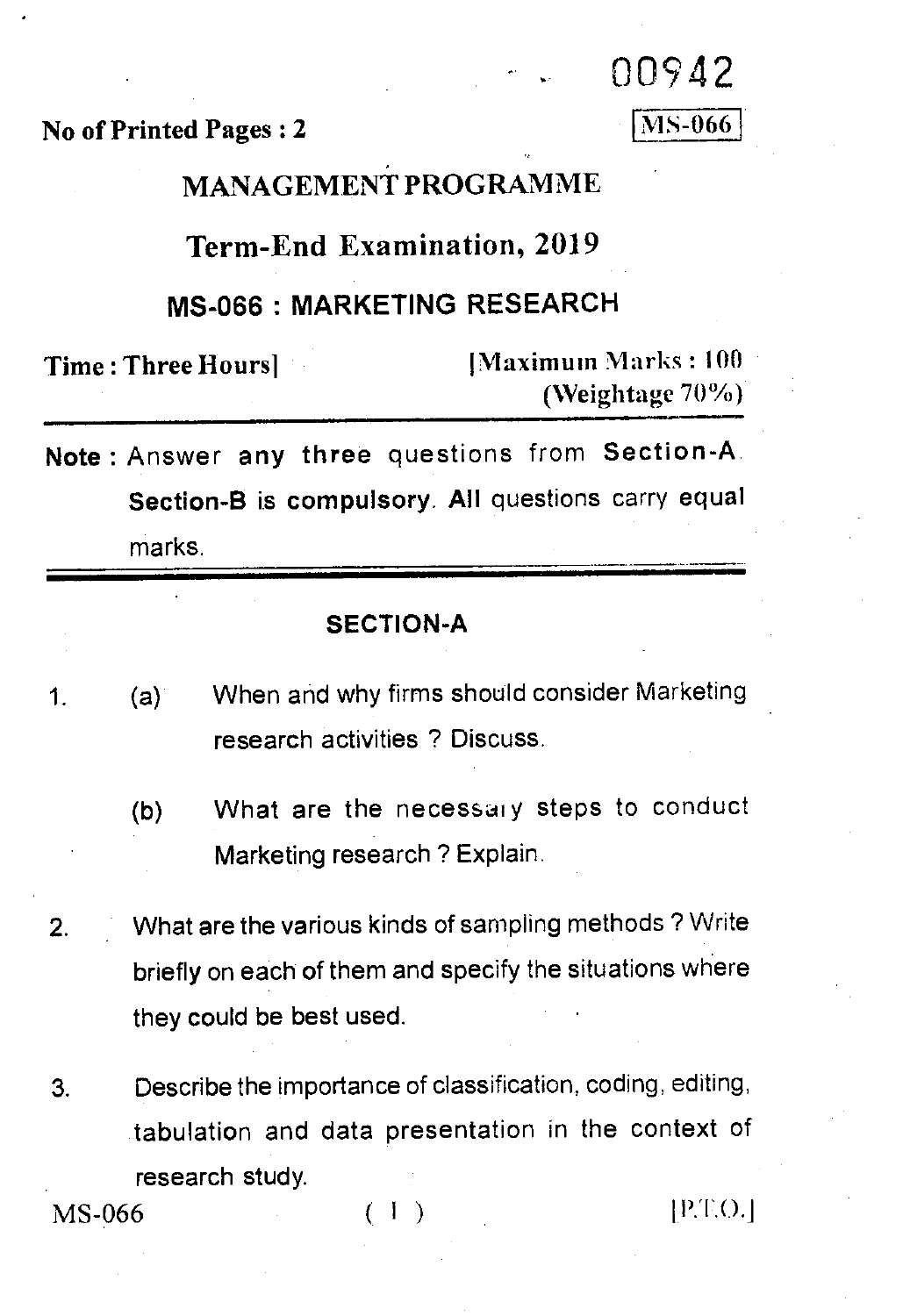00942

**No of Printed Pages : 2**

**MS-066**

## MANAGEMENT PROGRAMME

## Term-End Examination, 2019

## MS-066 : MARKETING RESEARCH

**Time : Three Hours]** **[Maximum Marks : 100**
**(Weightage 70%)**

**Note :** Answer **any three** questions from **Section-A**. **Section-B is compulsory**. **All** questions carry equal marks.

### SECTION-A

1. (a) When and why firms should consider Marketing research activities ? Discuss.

   (b) What are the necessary steps to conduct Marketing research ? Explain.

2. What are the various kinds of sampling methods ? Write briefly on each of them and specify the situations where they could be best used.

3. Describe the importance of classification, coding, editing, tabulation and data presentation in the context of research study.

[P.T.O.]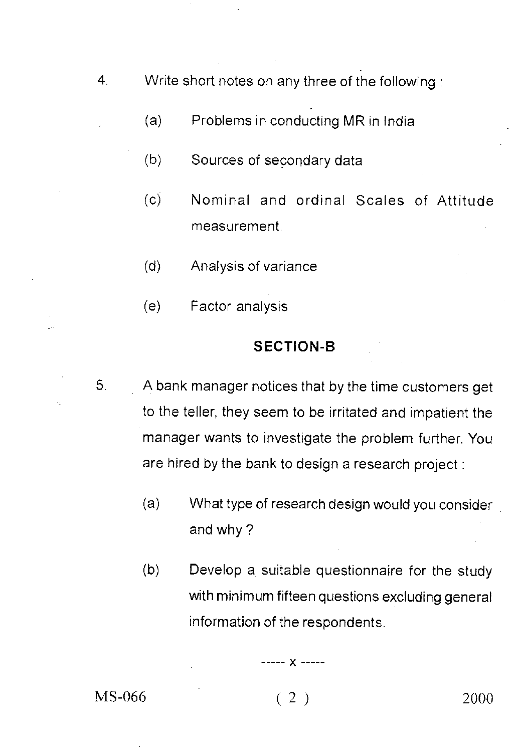4. Write short notes on any three of the following :

   (a) Problems in conducting MR in India

   (b) Sources of secondary data

   (c) Nominal and ordinal Scales of Attitude measurement.

   (d) Analysis of variance

   (e) Factor analysis

## SECTION-B

5. A bank manager notices that by the time customers get to the teller, they seem to be irritated and impatient the manager wants to investigate the problem further. You are hired by the bank to design a research project :

   (a) What type of research design would you consider and why ?

   (b) Develop a suitable questionnaire for the study with minimum fifteen questions excluding general information of the respondents.

----- x -----